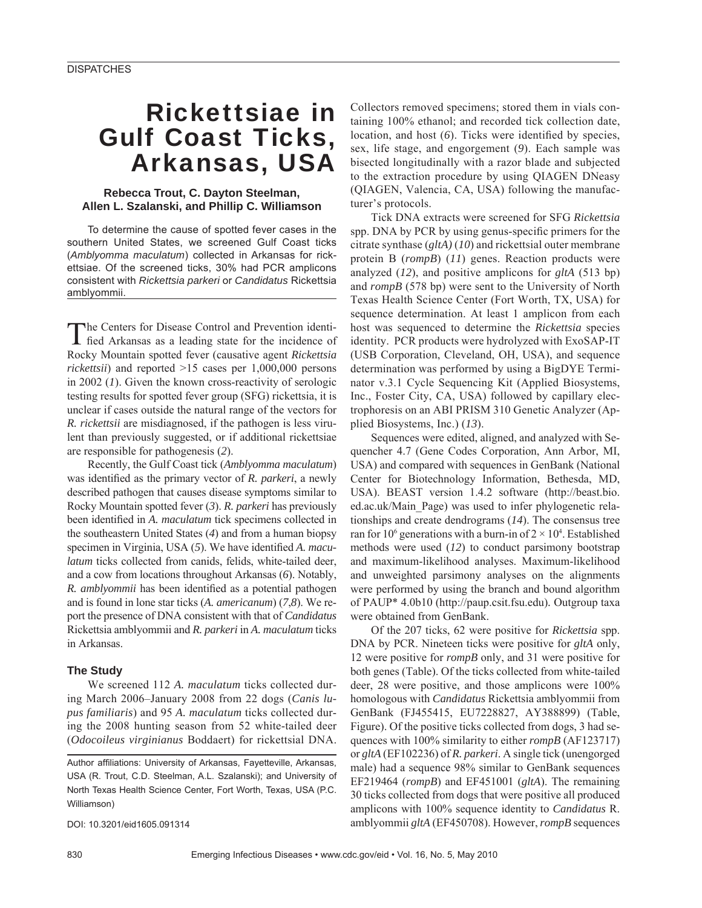DISPATCHES

# Rickettsiae in Gulf Coast Ticks, Arkansas, USA

**Rebecca Trout, C. Dayton Steelman, Allen L. Szalanski, and Phillip C. Williamson**

To determine the cause of spotted fever cases in the southern United States, we screened Gulf Coast ticks (*Amblyomma maculatum*) collected in Arkansas for rickettsiae. Of the screened ticks, 30% had PCR amplicons consistent with *Rickettsia parkeri* or *Candidatus* Rickettsia amblyommii.

The Centers for Disease Control and Prevention identified Arkansas as a leading state for the incidence of Rocky Mountain spotted fever (causative agent *Rickettsia rickettsii*) and reported >15 cases per 1,000,000 persons in 2002 (*1*). Given the known cross-reactivity of serologic testing results for spotted fever group (SFG) rickettsia, it is unclear if cases outside the natural range of the vectors for *R. rickettsii* are misdiagnosed, if the pathogen is less virulent than previously suggested, or if additional rickettsiae are responsible for pathogenesis (*2*).

Recently, the Gulf Coast tick (*Amblyomma maculatum*) was identified as the primary vector of *R. parkeri*, a newly described pathogen that causes disease symptoms similar to Rocky Mountain spotted fever (*3*). *R. parkeri* has previously been identified in *A. maculatum* tick specimens collected in the southeastern United States (*4*) and from a human biopsy specimen in Virginia, USA (*5*). We have identified *A. maculatum* ticks collected from canids, felids, white-tailed deer, and a cow from locations throughout Arkansas (*6*). Notably, *R. amblyommii* has been identified as a potential pathogen and is found in lone star ticks (*A. americanum*) (*7*,*8*). We report the presence of DNA consistent with that of *Candidatus* Rickettsia amblyommii and *R. parkeri* in *A. maculatum* ticks in Arkansas.

## The Study

We screened 112 *A. maculatum* ticks collected during March 2006–January 2008 from 22 dogs (*Canis lupus familiaris*) and 95 *A. maculatum* ticks collected during the 2008 hunting season from 52 white-tailed deer (*Odocoileus virginianus* Boddaert) for rickettsial DNA. Collectors removed specimens; stored them in vials containing 100% ethanol; and recorded tick collection date, location, and host (*6*). Ticks were identified by species, sex, life stage, and engorgement (*9*). Each sample was bisected longitudinally with a razor blade and subjected to the extraction procedure by using QIAGEN DNeasy (QIAGEN, Valencia, CA, USA) following the manufacturer's protocols.

Tick DNA extracts were screened for SFG *Rickettsia* spp. DNA by PCR by using genus-specific primers for the citrate synthase (*gltA*) (*10*) and rickettsial outer membrane protein B (*rompB*) (*11*) genes. Reaction products were analyzed (*12*), and positive amplicons for *gltA* (513 bp) and *rompB* (578 bp) were sent to the University of North Texas Health Science Center (Fort Worth, TX, USA) for sequence determination. At least 1 amplicon from each host was sequenced to determine the *Rickettsia* species identity. PCR products were hydrolyzed with ExoSAP-IT (USB Corporation, Cleveland, OH, USA), and sequence determination was performed by using a BigDYE Terminator v.3.1 Cycle Sequencing Kit (Applied Biosystems, Inc., Foster City, CA, USA) followed by capillary electrophoresis on an ABI PRISM 310 Genetic Analyzer (Applied Biosystems, Inc.) (*13*).

Sequences were edited, aligned, and analyzed with Sequencher 4.7 (Gene Codes Corporation, Ann Arbor, MI, USA) and compared with sequences in GenBank (National Center for Biotechnology Information, Bethesda, MD, USA). BEAST version 1.4.2 software (http://beast.bio.ed.ac.uk/Main_Page) was used to infer phylogenetic relationships and create dendrograms (*14*). The consensus tree ran for $10^6$ generations with a burn-in of $2 \times 10^4$. Established methods were used (*12*) to conduct parsimony bootstrap and maximum-likelihood analyses. Maximum-likelihood and unweighted parsimony analyses on the alignments were performed by using the branch and bound algorithm of PAUP* 4.0b10 (http://paup.csit.fsu.edu). Outgroup taxa were obtained from GenBank.

Of the 207 ticks, 62 were positive for *Rickettsia* spp. DNA by PCR. Nineteen ticks were positive for *gltA* only, 12 were positive for *rompB* only, and 31 were positive for both genes (Table). Of the ticks collected from white-tailed deer, 28 were positive, and those amplicons were 100% homologous with *Candidatus* Rickettsia amblyommii from GenBank (FJ455415, EU7228827, AY388899) (Table, Figure). Of the positive ticks collected from dogs, 3 had sequences with 100% similarity to either *rompB* (AF123717) or *gltA* (EF102236) of *R. parkeri*. A single tick (unengorged male) had a sequence 98% similar to GenBank sequences EF219464 (*rompB*) and EF451001 (*gltA*). The remaining 30 ticks collected from dogs that were positive all produced amplicons with 100% sequence identity to *Candidatus* R. amblyommii *gltA* (EF450708). However, *rompB* sequences

Author affiliations: University of Arkansas, Fayetteville, Arkansas, USA (R. Trout, C.D. Steelman, A.L. Szalanski); and University of North Texas Health Science Center, Fort Worth, Texas, USA (P.C. Williamson)

DOI: 10.3201/eid1605.091314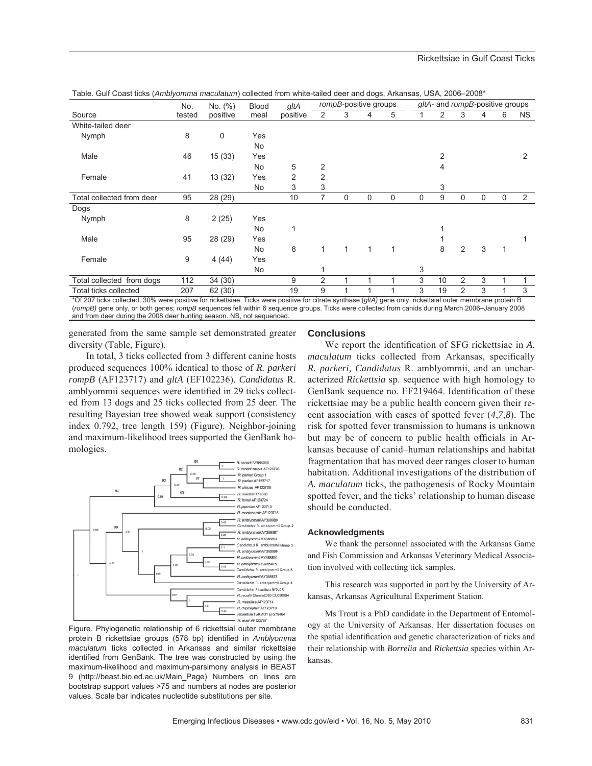Table. Gulf Coast ticks (*Amblyomma maculatum*) collected from white-tailed deer and dogs, Arkansas, USA, 2006–2008*

| Source | No. tested | No. (%) positive | Blood meal | *gltA* positive | *rompB*-positive groups | | | | *gltA*- and *rompB*-positive groups | | | | | |
|---|---|---|---|---|---|---|---|---|---|---|---|---|---|---|
| | | | | | 2 | 3 | 4 | 5 | 1 | 2 | 3 | 4 | 6 | NS |
| White-tailed deer | | | | | | | | | | | | | | |
| Nymph | 8 | 0 | Yes | | | | | | | | | | | |
| | | | No | | | | | | | | | | | |
| Male | 46 | 15 (33) | Yes | | | | | | | 2 | | | | 2 |
| | | | No | 5 | 2 | | | | | 4 | | | | |
| Female | 41 | 13 (32) | Yes | 2 | 2 | | | | | | | | | |
| | | | No | 3 | 3 | | | | | 3 | | | | |
| Total collected from deer | 95 | 28 (29) | | 10 | 7 | 0 | 0 | 0 | 0 | 9 | 0 | 0 | 0 | 2 |
| Dogs | | | | | | | | | | | | | | |
| Nymph | 8 | 2 (25) | Yes | | | | | | | | | | | |
| | | | No | 1 | | | | | | 1 | | | | |
| Male | 95 | 28 (29) | Yes | | | | | | | 1 | | | | 1 |
| | | | No | 8 | 1 | 1 | 1 | 1 | | 8 | 2 | 3 | 1 | |
| Female | 9 | 4 (44) | Yes | | | | | | | | | | | |
| | | | No | | 1 | | | | 3 | | | | | |
| Total collected from dogs | 112 | 34 (30) | | 9 | 2 | 1 | 1 | 1 | 3 | 10 | 2 | 3 | 1 | 1 |
| Total ticks collected | 207 | 62 (30) | | 19 | 9 | 1 | 1 | 1 | 3 | 19 | 2 | 3 | 1 | 3 |

*Of 207 ticks collected, 30% were positive for rickettsiae. Ticks were positive for citrate synthase (*gltA*) gene only, rickettsial outer membrane protein B (*rompB*) gene only, or both genes; *rompB* sequences fell within 6 sequence groups. Ticks were collected from canids during March 2006–January 2008 and from deer during the 2008 deer hunting season. NS, not sequenced.

generated from the same sample set demonstrated greater diversity (Table, Figure).

In total, 3 ticks collected from 3 different canine hosts produced sequences 100% identical to those of *R. parkeri rompB* (AF123717) and *gltA* (EF102236). *Candidatus* R. amblyommii sequences were identified in 29 ticks collected from 13 dogs and 25 ticks collected from 25 deer. The resulting Bayesian tree showed weak support (consistency index 0.792, tree length 159) (Figure). Neighbor-joining and maximum-likelihood trees supported the GenBank homologies.

Figure. Phylogenetic relationship of 6 rickettsial outer membrane protein B rickettsiae groups (578 bp) identified in *Amblyomma maculatum* ticks collected in Arkansas and similar rickettsiae identified from GenBank. The tree was constructed by using the maximum-likelihood and maximum-parsimony analysis in BEAST 9 (http://beast.bio.ed.ac.uk/Main_Page) Numbers on lines are bootstrap support values >75 and numbers at nodes are posterior values. Scale bar indicates nucleotide substitutions per site.

## Conclusions

We report the identification of SFG rickettsiae in *A. maculatum* ticks collected from Arkansas, specifically *R. parkeri, Candidatus* R. amblyommii, and an uncharacterized *Rickettsia* sp. sequence with high homology to GenBank sequence no. EF219464. Identification of these rickettsiae may be a public health concern given their recent association with cases of spotted fever (*4*,*7*,*8*). The risk for spotted fever transmission to humans is unknown but may be of concern to public health officials in Arkansas because of canid–human relationships and habitat fragmentation that has moved deer ranges closer to human habitation. Additional investigations of the distribution of *A. maculatum* ticks, the pathogenesis of Rocky Mountain spotted fever, and the ticks' relationship to human disease should be conducted.

### Acknowledgments

We thank the personnel associated with the Arkansas Game and Fish Commission and Arkansas Veterinary Medical Association involved with collecting tick samples.

This research was supported in part by the University of Arkansas, Arkansas Agricultural Experiment Station.

Ms Trout is a PhD candidate in the Department of Entomology at the University of Arkansas. Her dissertation focuses on the spatial identification and genetic characterization of ticks and their relationship with *Borrelia* and *Rickettsia* species within Arkansas.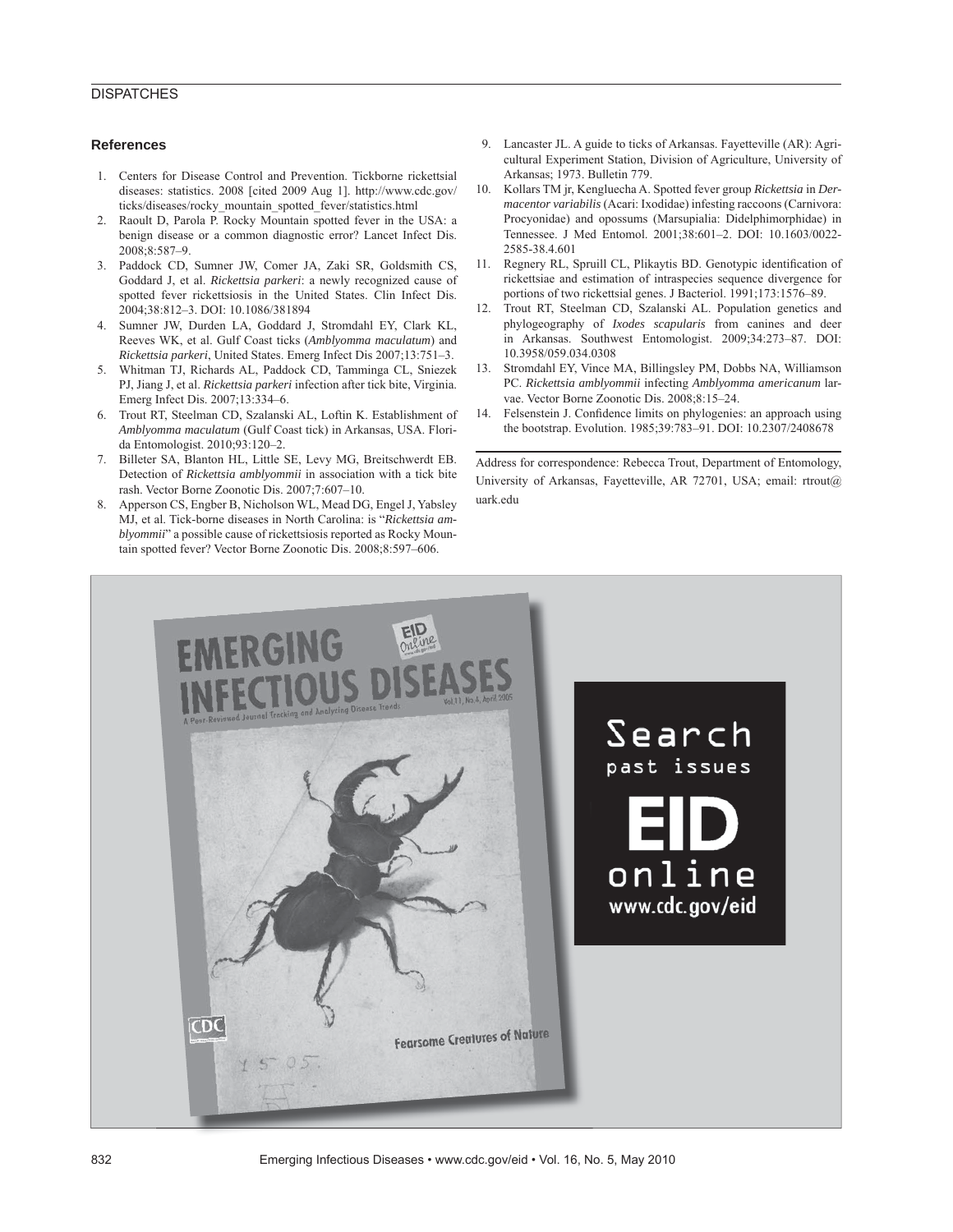## References

1. Centers for Disease Control and Prevention. Tickborne rickettsial diseases: statistics. 2008 [cited 2009 Aug 1]. http://www.cdc.gov/ticks/diseases/rocky_mountain_spotted_fever/statistics.html
2. Raoult D, Parola P. Rocky Mountain spotted fever in the USA: a benign disease or a common diagnostic error? Lancet Infect Dis. 2008;8:587–9.
3. Paddock CD, Sumner JW, Comer JA, Zaki SR, Goldsmith CS, Goddard J, et al. *Rickettsia parkeri*: a newly recognized cause of spotted fever rickettsiosis in the United States. Clin Infect Dis. 2004;38:812–3. DOI: 10.1086/381894
4. Sumner JW, Durden LA, Goddard J, Stromdahl EY, Clark KL, Reeves WK, et al. Gulf Coast ticks (*Amblyomma maculatum*) and *Rickettsia parkeri*, United States. Emerg Infect Dis 2007;13:751–3.
5. Whitman TJ, Richards AL, Paddock CD, Tamminga CL, Sniezek PJ, Jiang J, et al. *Rickettsia parkeri* infection after tick bite, Virginia. Emerg Infect Dis. 2007;13:334–6.
6. Trout RT, Steelman CD, Szalanski AL, Loftin K. Establishment of *Amblyomma maculatum* (Gulf Coast tick) in Arkansas, USA. Florida Entomologist. 2010;93:120–2.
7. Billeter SA, Blanton HL, Little SE, Levy MG, Breitschwerdt EB. Detection of *Rickettsia amblyommii* in association with a tick bite rash. Vector Borne Zoonotic Dis. 2007;7:607–10.
8. Apperson CS, Engber B, Nicholson WL, Mead DG, Engel J, Yabsley MJ, et al. Tick-borne diseases in North Carolina: is "*Rickettsia amblyommii*" a possible cause of rickettsiosis reported as Rocky Mountain spotted fever? Vector Borne Zoonotic Dis. 2008;8:597–606.
9. Lancaster JL. A guide to ticks of Arkansas. Fayetteville (AR): Agricultural Experiment Station, Division of Agriculture, University of Arkansas; 1973. Bulletin 779.
10. Kollars TM jr, Kengluecha A. Spotted fever group *Rickettsia* in *Dermacentor variabilis* (Acari: Ixodidae) infesting raccoons (Carnivora: Procyonidae) and opossums (Marsupialia: Didelphimorphidae) in Tennessee. J Med Entomol. 2001;38:601–2. DOI: 10.1603/0022-2585-38.4.601
11. Regnery RL, Spruill CL, Plikaytis BD. Genotypic identification of rickettsiae and estimation of intraspecies sequence divergence for portions of two rickettsial genes. J Bacteriol. 1991;173:1576–89.
12. Trout RT, Steelman CD, Szalanski AL. Population genetics and phylogeography of *Ixodes scapularis* from canines and deer in Arkansas. Southwest Entomologist. 2009;34:273–87. DOI: 10.3958/059.034.0308
13. Stromdahl EY, Vince MA, Billingsley PM, Dobbs NA, Williamson PC. *Rickettsia amblyommii* infecting *Amblyomma americanum* larvae. Vector Borne Zoonotic Dis. 2008;8:15–24.
14. Felsenstein J. Confidence limits on phylogenies: an approach using the bootstrap. Evolution. 1985;39:783–91. DOI: 10.2307/2408678

Address for correspondence: Rebecca Trout, Department of Entomology, University of Arkansas, Fayetteville, AR 72701, USA; email: rtrout@uark.edu

Search past issues

EID online

www.cdc.gov/eid